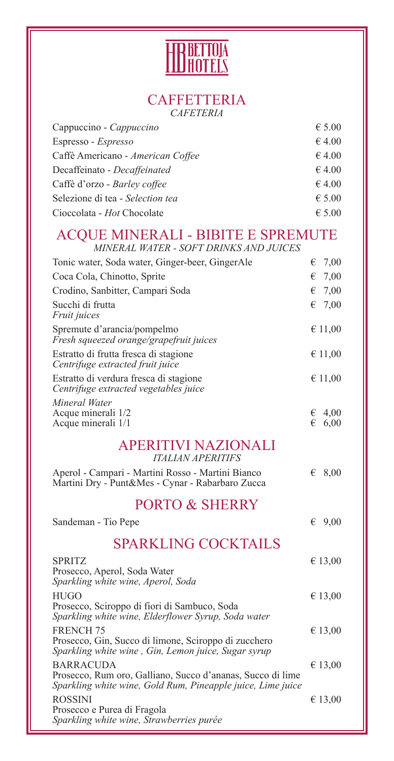# BETTOJA HOTELS

## CAFFETTERIA
*CAFETERIA*

| | |
|---|---|
| Cappuccino - *Cappuccino* | € 5.00 |
| Espresso - *Espresso* | € 4.00 |
| Caffè Americano - *American Coffee* | € 4.00 |
| Decaffeinato - *Decaffeinated* | € 4.00 |
| Caffè d'orzo - *Barley coffee* | € 4.00 |
| Selezione di tea - *Selection tea* | € 5.00 |
| Cioccolata - *Hot* Chocolate | € 5.00 |

## ACQUE MINERALI - BIBITE E SPREMUTE
*MINERAL WATER - SOFT DRINKS AND JUICES*

| | |
|---|---|
| Tonic water, Soda water, Ginger-beer, GingerAle | € 7,00 |
| Coca Cola, Chinotto, Sprite | € 7,00 |
| Crodino, Sanbitter, Campari Soda | € 7,00 |
| Succhi di frutta<br>*Fruit juices* | € 7,00 |
| Spremute d'arancia/pompelmo<br>*Fresh squeezed orange/grapefruit juices* | € 11,00 |
| Estratto di frutta fresca di stagione<br>*Centrifuge extracted fruit juice* | € 11,00 |
| Estratto di verdura fresca di stagione<br>*Centrifuge extracted vegetables juice* | € 11,00 |
| *Mineral Water*<br>Acque minerali 1/2 | € 4,00 |
| Acque minerali 1/1 | € 6,00 |

## APERITIVI NAZIONALI
*ITALIAN APERITIFS*

| | |
|---|---|
| Aperol - Campari - Martini Rosso - Martini Bianco<br>Martini Dry - Punt&Mes - Cynar - Rabarbaro Zucca | € 8,00 |

## PORTO & SHERRY

| | |
|---|---|
| Sandeman - Tio Pepe | € 9,00 |

## SPARKLING COCKTAILS

| | |
|---|---|
| SPRITZ<br>Prosecco, Aperol, Soda Water<br>*Sparkling white wine, Aperol, Soda* | € 13,00 |
| HUGO<br>Prosecco, Sciroppo di fiori di Sambuco, Soda<br>*Sparkling white wine, Elderflower Syrup, Soda water* | € 13,00 |
| FRENCH 75<br>Prosecco, Gin, Succo di limone, Sciroppo di zucchero<br>*Sparkling white wine , Gin, Lemon juice, Sugar syrup* | € 13,00 |
| BARRACUDA<br>Prosecco, Rum oro, Galliano, Succo d'ananas, Succo di lime<br>*Sparkling white wine, Gold Rum, Pineapple juice, Lime juice* | € 13,00 |
| ROSSINI<br>Prosecco e Purea di Fragola<br>*Sparkling white wine, Strawberries purée* | € 13,00 |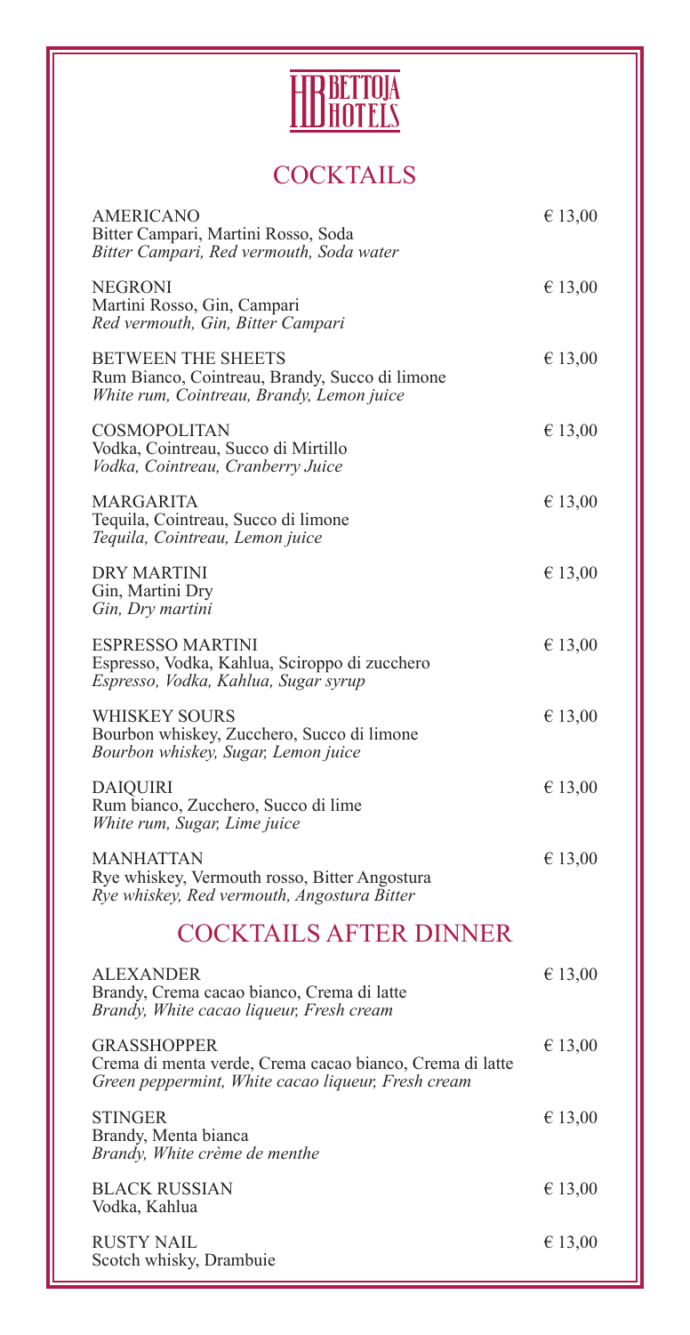BETTOJA HOTELS

# COCKTAILS

**AMERICANO** — € 13,00
Bitter Campari, Martini Rosso, Soda
*Bitter Campari, Red vermouth, Soda water*

**NEGRONI** — € 13,00
Martini Rosso, Gin, Campari
*Red vermouth, Gin, Bitter Campari*

**BETWEEN THE SHEETS** — € 13,00
Rum Bianco, Cointreau, Brandy, Succo di limone
*White rum, Cointreau, Brandy, Lemon juice*

**COSMOPOLITAN** — € 13,00
Vodka, Cointreau, Succo di Mirtillo
*Vodka, Cointreau, Cranberry Juice*

**MARGARITA** — € 13,00
Tequila, Cointreau, Succo di limone
*Tequila, Cointreau, Lemon juice*

**DRY MARTINI** — € 13,00
Gin, Martini Dry
*Gin, Dry martini*

**ESPRESSO MARTINI** — € 13,00
Espresso, Vodka, Kahlua, Sciroppo di zucchero
*Espresso, Vodka, Kahlua, Sugar syrup*

**WHISKEY SOURS** — € 13,00
Bourbon whiskey, Zucchero, Succo di limone
*Bourbon whiskey, Sugar, Lemon juice*

**DAIQUIRI** — € 13,00
Rum bianco, Zucchero, Succo di lime
*White rum, Sugar, Lime juice*

**MANHATTAN** — € 13,00
Rye whiskey, Vermouth rosso, Bitter Angostura
*Rye whiskey, Red vermouth, Angostura Bitter*

# COCKTAILS AFTER DINNER

**ALEXANDER** — € 13,00
Brandy, Crema cacao bianco, Crema di latte
*Brandy, White cacao liqueur, Fresh cream*

**GRASSHOPPER** — € 13,00
Crema di menta verde, Crema cacao bianco, Crema di latte
*Green peppermint, White cacao liqueur, Fresh cream*

**STINGER** — € 13,00
Brandy, Menta bianca
*Brandy, White crème de menthe*

**BLACK RUSSIAN** — € 13,00
Vodka, Kahlua

**RUSTY NAIL** — € 13,00
Scotch whisky, Drambuie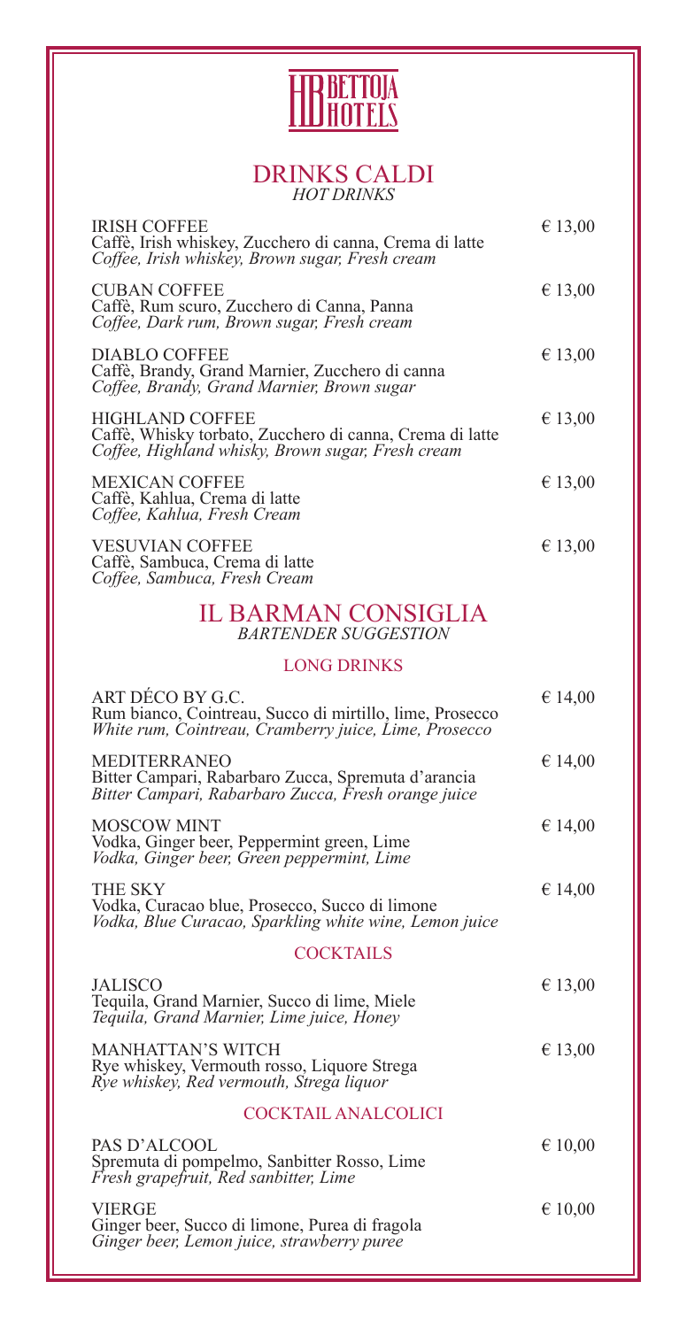# DRINKS CALDI

*HOT DRINKS*

**IRISH COFFEE** — € 13,00
Caffè, Irish whiskey, Zucchero di canna, Crema di latte
*Coffee, Irish whiskey, Brown sugar, Fresh cream*

**CUBAN COFFEE** — € 13,00
Caffè, Rum scuro, Zucchero di Canna, Panna
*Coffee, Dark rum, Brown sugar, Fresh cream*

**DIABLO COFFEE** — € 13,00
Caffè, Brandy, Grand Marnier, Zucchero di canna
*Coffee, Brandy, Grand Marnier, Brown sugar*

**HIGHLAND COFFEE** — € 13,00
Caffè, Whisky torbato, Zucchero di canna, Crema di latte
*Coffee, Highland whisky, Brown sugar, Fresh cream*

**MEXICAN COFFEE** — € 13,00
Caffè, Kahlua, Crema di latte
*Coffee, Kahlua, Fresh Cream*

**VESUVIAN COFFEE** — € 13,00
Caffè, Sambuca, Crema di latte
*Coffee, Sambuca, Fresh Cream*

# IL BARMAN CONSIGLIA

*BARTENDER SUGGESTION*

## LONG DRINKS

**ART DÉCO BY G.C.** — € 14,00
Rum bianco, Cointreau, Succo di mirtillo, lime, Prosecco
*White rum, Cointreau, Cramberry juice, Lime, Prosecco*

**MEDITERRANEO** — € 14,00
Bitter Campari, Rabarbaro Zucca, Spremuta d'arancia
*Bitter Campari, Rabarbaro Zucca, Fresh orange juice*

**MOSCOW MINT** — € 14,00
Vodka, Ginger beer, Peppermint green, Lime
*Vodka, Ginger beer, Green peppermint, Lime*

**THE SKY** — € 14,00
Vodka, Curacao blue, Prosecco, Succo di limone
*Vodka, Blue Curacao, Sparkling white wine, Lemon juice*

## COCKTAILS

**JALISCO** — € 13,00
Tequila, Grand Marnier, Succo di lime, Miele
*Tequila, Grand Marnier, Lime juice, Honey*

**MANHATTAN'S WITCH** — € 13,00
Rye whiskey, Vermouth rosso, Liquore Strega
*Rye whiskey, Red vermouth, Strega liquor*

## COCKTAIL ANALCOLICI

**PAS D'ALCOOL** — € 10,00
Spremuta di pompelmo, Sanbitter Rosso, Lime
*Fresh grapefruit, Red sanbitter, Lime*

**VIERGE** — € 10,00
Ginger beer, Succo di limone, Purea di fragola
*Ginger beer, Lemon juice, strawberry puree*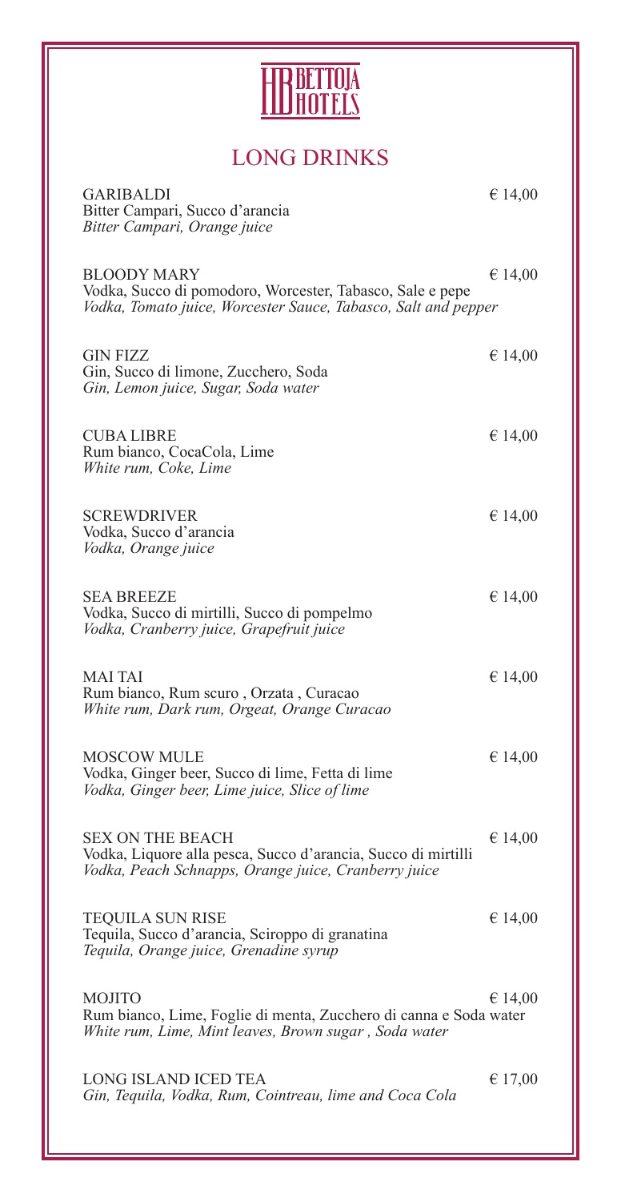BETTOJA HOTELS

# LONG DRINKS

**GARIBALDI** € 14,00
Bitter Campari, Succo d'arancia
*Bitter Campari, Orange juice*

**BLOODY MARY** € 14,00
Vodka, Succo di pomodoro, Worcester, Tabasco, Sale e pepe
*Vodka, Tomato juice, Worcester Sauce, Tabasco, Salt and pepper*

**GIN FIZZ** € 14,00
Gin, Succo di limone, Zucchero, Soda
*Gin, Lemon juice, Sugar, Soda water*

**CUBA LIBRE** € 14,00
Rum bianco, CocaCola, Lime
*White rum, Coke, Lime*

**SCREWDRIVER** € 14,00
Vodka, Succo d'arancia
*Vodka, Orange juice*

**SEA BREEZE** € 14,00
Vodka, Succo di mirtilli, Succo di pompelmo
*Vodka, Cranberry juice, Grapefruit juice*

**MAI TAI** € 14,00
Rum bianco, Rum scuro , Orzata , Curacao
*White rum, Dark rum, Orgeat, Orange Curacao*

**MOSCOW MULE** € 14,00
Vodka, Ginger beer, Succo di lime, Fetta di lime
*Vodka, Ginger beer, Lime juice, Slice of lime*

**SEX ON THE BEACH** € 14,00
Vodka, Liquore alla pesca, Succo d'arancia, Succo di mirtilli
*Vodka, Peach Schnapps, Orange juice, Cranberry juice*

**TEQUILA SUN RISE** € 14,00
Tequila, Succo d'arancia, Sciroppo di granatina
*Tequila, Orange juice, Grenadine syrup*

**MOJITO** € 14,00
Rum bianco, Lime, Foglie di menta, Zucchero di canna e Soda water
*White rum, Lime, Mint leaves, Brown sugar , Soda water*

**LONG ISLAND ICED TEA** € 17,00
*Gin, Tequila, Vodka, Rum, Cointreau, lime and Coca Cola*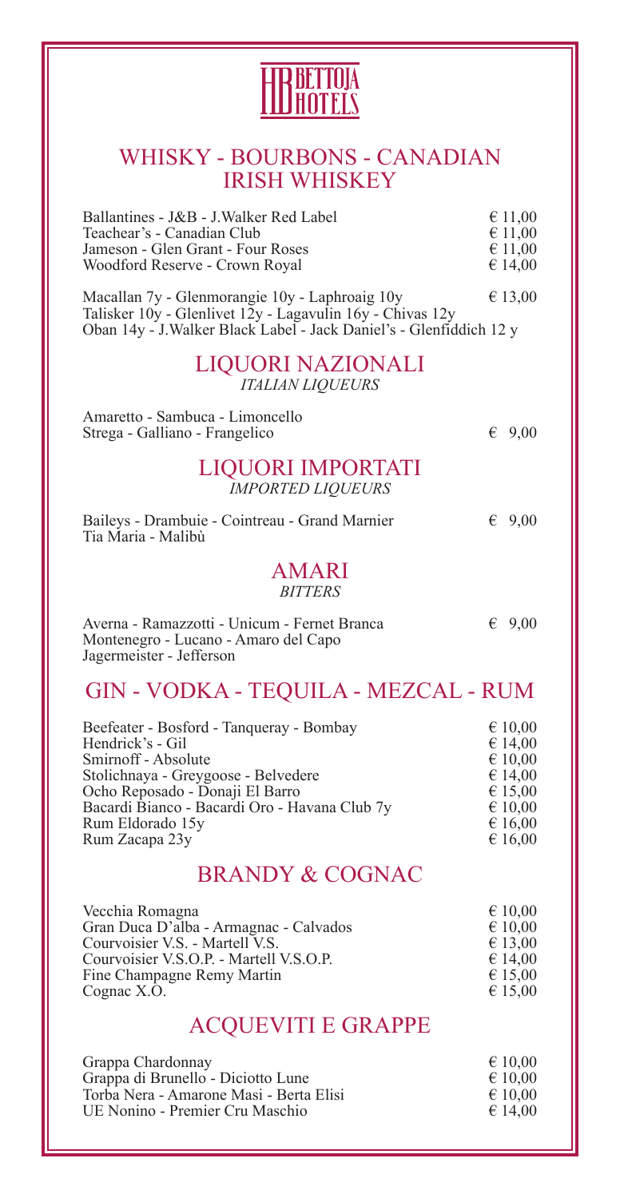BETTOJA HOTELS

## WHISKY - BOURBONS - CANADIAN IRISH WHISKEY

| | |
|---|---|
| Ballantines - J&B - J.Walker Red Label | € 11,00 |
| Teachear's - Canadian Club | € 11,00 |
| Jameson - Glen Grant - Four Roses | € 11,00 |
| Woodford Reserve - Crown Royal | € 14,00 |

Macallan 7y - Glenmorangie 10y - Laphroaig 10y — € 13,00
Talisker 10y - Glenlivet 12y - Lagavulin 16y - Chivas 12y
Oban 14y - J.Walker Black Label - Jack Daniel's - Glenfiddich 12 y

## LIQUORI NAZIONALI
*ITALIAN LIQUEURS*

Amaretto - Sambuca - Limoncello
Strega - Galliano - Frangelico — € 9,00

## LIQUORI IMPORTATI
*IMPORTED LIQUEURS*

Baileys - Drambuie - Cointreau - Grand Marnier — € 9,00
Tia Maria - Malibù

## AMARI
*BITTERS*

Averna - Ramazzotti - Unicum - Fernet Branca — € 9,00
Montenegro - Lucano - Amaro del Capo
Jagermeister - Jefferson

## GIN - VODKA - TEQUILA - MEZCAL - RUM

| | |
|---|---|
| Beefeater - Bosford - Tanqueray - Bombay | € 10,00 |
| Hendrick's - Gil | € 14,00 |
| Smirnoff - Absolute | € 10,00 |
| Stolichnaya - Greygoose - Belvedere | € 14,00 |
| Ocho Reposado - Donaji El Barro | € 15,00 |
| Bacardi Bianco - Bacardi Oro - Havana Club 7y | € 10,00 |
| Rum Eldorado 15y | € 16,00 |
| Rum Zacapa 23y | € 16,00 |

## BRANDY & COGNAC

| | |
|---|---|
| Vecchia Romagna | € 10,00 |
| Gran Duca D'alba - Armagnac - Calvados | € 10,00 |
| Courvoisier V.S. - Martell V.S. | € 13,00 |
| Courvoisier V.S.O.P. - Martell V.S.O.P. | € 14,00 |
| Fine Champagne Remy Martin | € 15,00 |
| Cognac X.O. | € 15,00 |

## ACQUEVITI E GRAPPE

| | |
|---|---|
| Grappa Chardonnay | € 10,00 |
| Grappa di Brunello - Diciotto Lune | € 10,00 |
| Torba Nera - Amarone Masi - Berta Elisi | € 10,00 |
| UE Nonino - Premier Cru Maschio | € 14,00 |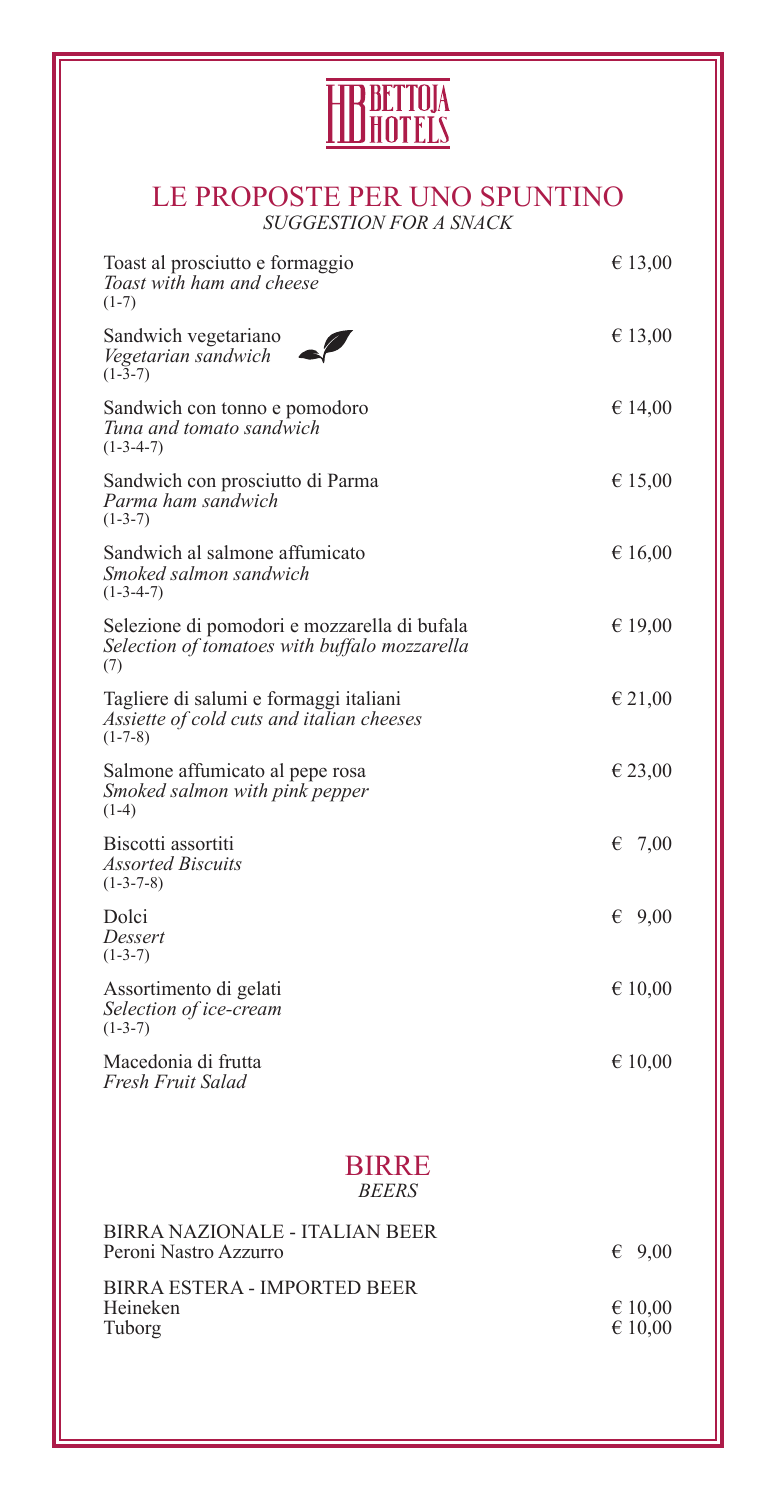BETTOJA HOTELS

# LE PROPOSTE PER UNO SPUNTINO

*SUGGESTION FOR A SNACK*

| | |
|---|---|
| Toast al prosciutto e formaggio<br>*Toast with ham and cheese*<br>(1-7) | € 13,00 |
| Sandwich vegetariano<br>*Vegetarian sandwich*<br>(1-3-7) | € 13,00 |
| Sandwich con tonno e pomodoro<br>*Tuna and tomato sandwich*<br>(1-3-4-7) | € 14,00 |
| Sandwich con prosciutto di Parma<br>*Parma ham sandwich*<br>(1-3-7) | € 15,00 |
| Sandwich al salmone affumicato<br>*Smoked salmon sandwich*<br>(1-3-4-7) | € 16,00 |
| Selezione di pomodori e mozzarella di bufala<br>*Selection of tomatoes with buffalo mozzarella*<br>(7) | € 19,00 |
| Tagliere di salumi e formaggi italiani<br>*Assiette of cold cuts and italian cheeses*<br>(1-7-8) | € 21,00 |
| Salmone affumicato al pepe rosa<br>*Smoked salmon with pink pepper*<br>(1-4) | € 23,00 |
| Biscotti assortiti<br>*Assorted Biscuits*<br>(1-3-7-8) | € 7,00 |
| Dolci<br>*Dessert*<br>(1-3-7) | € 9,00 |
| Assortimento di gelati<br>*Selection of ice-cream*<br>(1-3-7) | € 10,00 |
| Macedonia di frutta<br>*Fresh Fruit Salad* | € 10,00 |

# BIRRE

*BEERS*

| | |
|---|---|
| BIRRA NAZIONALE - ITALIAN BEER | |
| Peroni Nastro Azzurro | € 9,00 |
| BIRRA ESTERA - IMPORTED BEER | |
| Heineken | € 10,00 |
| Tuborg | € 10,00 |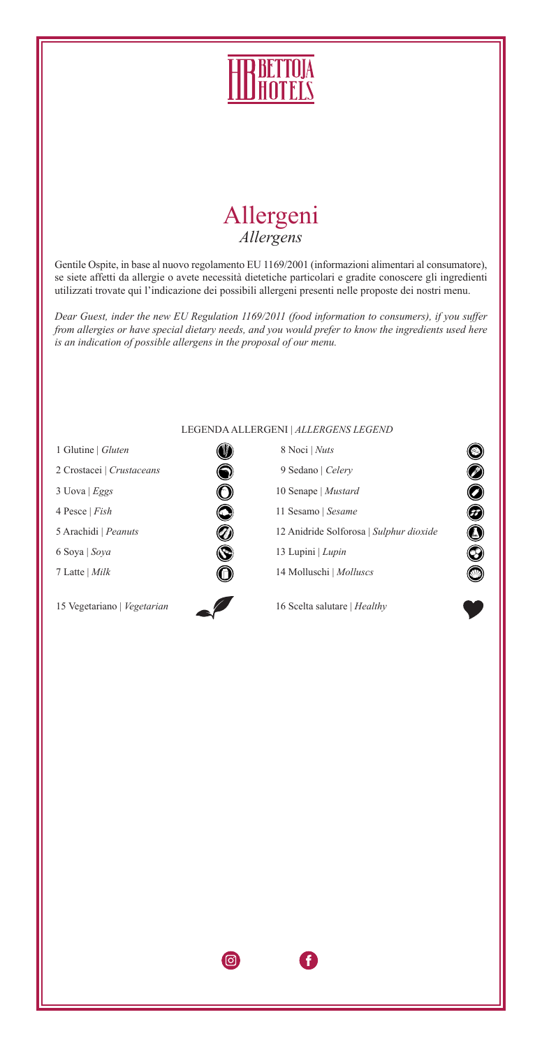# Allergeni

*Allergens*

Gentile Ospite, in base al nuovo regolamento EU 1169/2001 (informazioni alimentari al consumatore), se siete affetti da allergie o avete necessità dietetiche particolari e gradite conoscere gli ingredienti utilizzati trovate qui l'indicazione dei possibili allergeni presenti nelle proposte dei nostri menu.

*Dear Guest, inder the new EU Regulation 1169/2011 (food information to consumers), if you suffer from allergies or have special dietary needs, and you would prefer to know the ingredients used here is an indication of possible allergens in the proposal of our menu.*

LEGENDA ALLERGENI | *ALLERGENS LEGEND*

| | |
|---|---|
| 1 Glutine \| *Gluten* | 8 Noci \| *Nuts* |
| 2 Crostacei \| *Crustaceans* | 9 Sedano \| *Celery* |
| 3 Uova \| *Eggs* | 10 Senape \| *Mustard* |
| 4 Pesce \| *Fish* | 11 Sesamo \| *Sesame* |
| 5 Arachidi \| *Peanuts* | 12 Anidride Solforosa \| *Sulphur dioxide* |
| 6 Soya \| *Soya* | 13 Lupini \| *Lupin* |
| 7 Latte \| *Milk* | 14 Molluschi \| *Molluscs* |
| 15 Vegetariano \| *Vegetarian* | 16 Scelta salutare \| *Healthy* |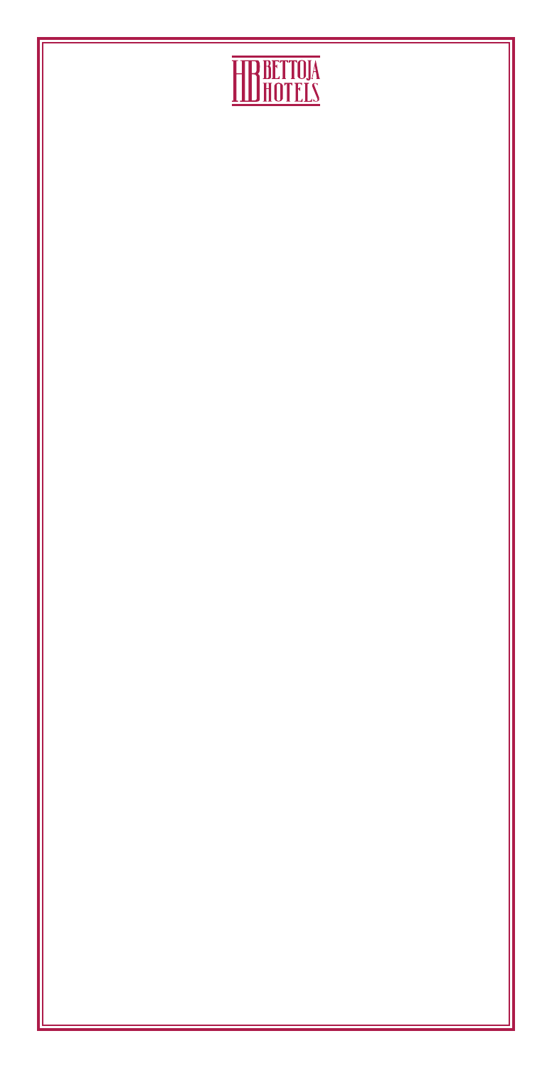BETTOJA HOTELS